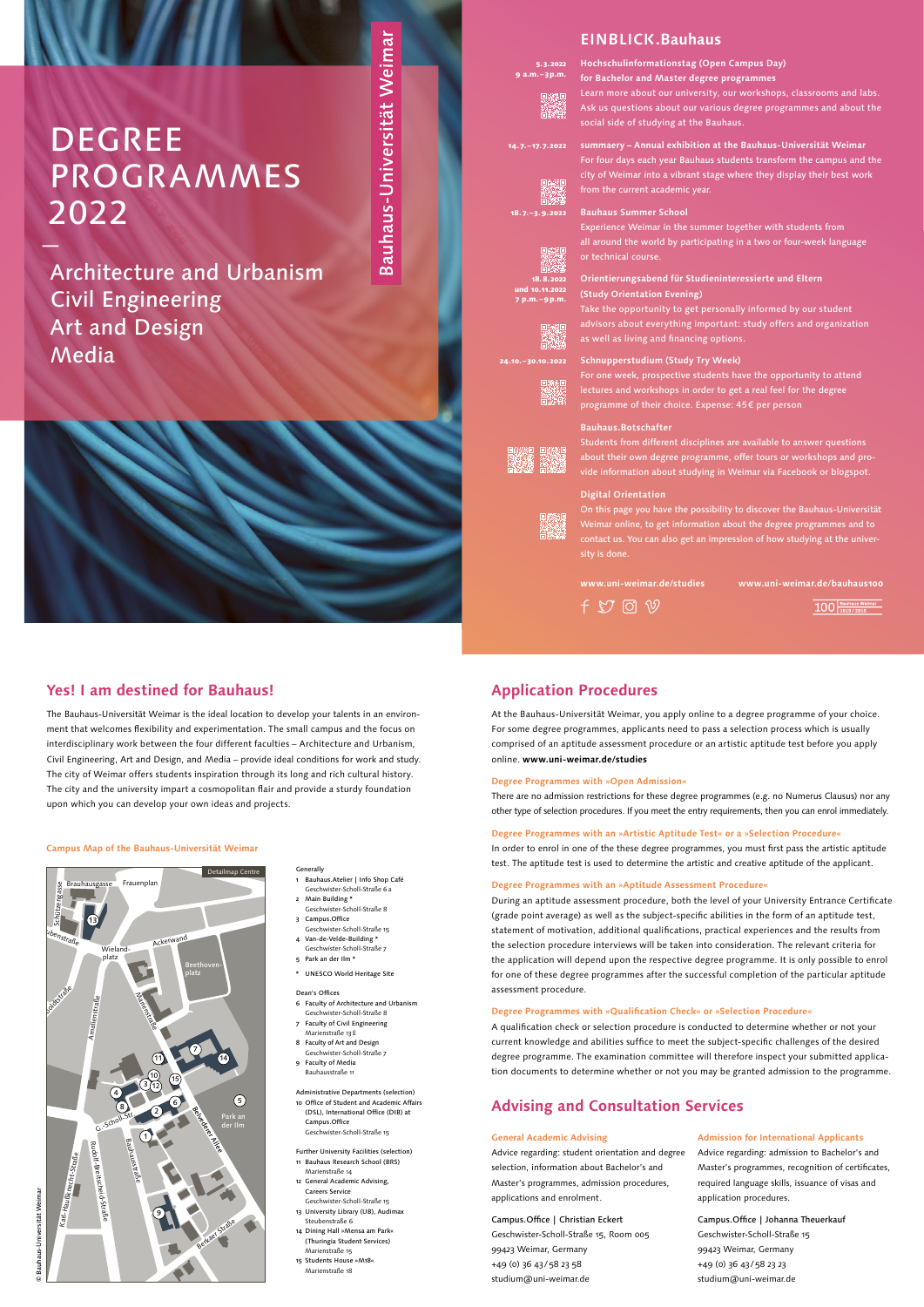# DEGREE PROGRAMMES 2022

—

Architecture and Urbanism
Civil Engineering
Art and Design
Media

Bauhaus-Universität Weimar

## EINBLICK.Bauhaus

**5.3.2022, 9 a.m.–3 p.m.**
**Hochschulinformationstag (Open Campus Day) for Bachelor and Master degree programmes**
Learn more about our university, our workshops, classrooms and labs. Ask us questions about our various degree programmes and about the social side of studying at the Bauhaus.

**14.7.–17.7.2022**
**summaery – Annual exhibition at the Bauhaus-Universität Weimar**
For four days each year Bauhaus students transform the campus and the city of Weimar into a vibrant stage where they display their best work from the current academic year.

**18.7.–3.9.2022**
**Bauhaus Summer School**
Experience Weimar in the summer together with students from all around the world by participating in a two or four-week language or technical course.

**18.8.2022 und 10.11.2022, 7 p.m.–9 p.m.**
**Orientierungsabend für Studieninteressierte und Eltern (Study Orientation Evening)**
Take the opportunity to get personally informed by our student advisors about everything important: study offers and organization as well as living and financing options.

**24.10.–30.10.2022**
**Schnupperstudium (Study Try Week)**
For one week, prospective students have the opportunity to attend lectures and workshops in order to get a real feel for the degree programme of their choice. Expense: 45€ per person

**Bauhaus.Botschafter**
Students from different disciplines are available to answer questions about their own degree programme, offer tours or workshops and provide information about studying in Weimar via Facebook or blogspot.

**Digital Orientation**
On this page you have the possibility to discover the Bauhaus-Universität Weimar online, to get information about the degree programmes and to contact us. You can also get an impression of how studying at the university is done.

www.uni-weimar.de/studies
www.uni-weimar.de/bauhaus100

## Yes! I am destined for Bauhaus!

The Bauhaus-Universität Weimar is the ideal location to develop your talents in an environment that welcomes flexibility and experimentation. The small campus and the focus on interdisciplinary work between the four different faculties – Architecture and Urbanism, Civil Engineering, Art and Design, and Media – provide ideal conditions for work and study. The city of Weimar offers students inspiration through its long and rich cultural history. The city and the university impart a cosmopolitan flair and provide a sturdy foundation upon which you can develop your own ideas and projects.

### Campus Map of the Bauhaus-Universität Weimar

Generally
1. Bauhaus.Atelier | Info Shop Café, Geschwister-Scholl-Straße 6 a
2. Main Building *, Geschwister-Scholl-Straße 8
3. Campus.Office, Geschwister-Scholl-Straße 15
4. Van-de-Velde-Building *, Geschwister-Scholl-Straße 7
5. Park an der Ilm *

\* UNESCO World Heritage Site

Dean's Offices
6. Faculty of Architecture and Urbanism, Geschwister-Scholl-Straße 8
7. Faculty of Civil Engineering, Marienstraße 13 E
8. Faculty of Art and Design, Geschwister-Scholl-Straße 7
9. Faculty of Media, Bauhausstraße 11

Administrative Departments (selection)
10. Office of Student and Academic Affairs (DSL), International Office (DIB) at Campus.Office, Geschwister-Scholl-Straße 15

Further University Facilities (selection)
11. Bauhaus Research School (BRS), Marienstraße 14
12. General Academic Advising, Careers Service, Geschwister-Scholl-Straße 15
13. University Library (UB), Audimax, Steubenstraße 6
14. Dining Hall »Mensa am Park« (Thuringia Student Services), Marienstraße 15
15. Students House »M18«, Marienstraße 18

© Bauhaus-Universität Weimar

## Application Procedures

At the Bauhaus-Universität Weimar, you apply online to a degree programme of your choice. For some degree programmes, applicants need to pass a selection process which is usually comprised of an aptitude assessment procedure or an artistic aptitude test before you apply online. **www.uni-weimar.de/studies**

### Degree Programmes with »Open Admission«

There are no admission restrictions for these degree programmes (e.g. no Numerus Clausus) nor any other type of selection procedures. If you meet the entry requirements, then you can enrol immediately.

### Degree Programmes with an »Artistic Aptitude Test« or a »Selection Procedure«

In order to enrol in one of the these degree programmes, you must first pass the artistic aptitude test. The aptitude test is used to determine the artistic and creative aptitude of the applicant.

### Degree Programmes with an »Aptitude Assessment Procedure«

During an aptitude assessment procedure, both the level of your University Entrance Certificate (grade point average) as well as the subject-specific abilities in the form of an aptitude test, statement of motivation, additional qualifications, practical experiences and the results from the selection procedure interviews will be taken into consideration. The relevant criteria for the application will depend upon the respective degree programme. It is only possible to enrol for one of these degree programmes after the successful completion of the particular aptitude assessment procedure.

### Degree Programmes with »Qualification Check« or »Selection Procedure«

A qualification check or selection procedure is conducted to determine whether or not your current knowledge and abilities suffice to meet the subject-specific challenges of the desired degree programme. The examination committee will therefore inspect your submitted application documents to determine whether or not you may be granted admission to the programme.

## Advising and Consultation Services

### General Academic Advising

Advice regarding: student orientation and degree selection, information about Bachelor's and Master's programmes, admission procedures, applications and enrolment.

Campus.Office | Christian Eckert
Geschwister-Scholl-Straße 15, Room 005
99423 Weimar, Germany
+49 (0) 36 43/58 23 58
studium@uni-weimar.de

### Admission for International Applicants

Advice regarding: admission to Bachelor's and Master's programmes, recognition of certificates, required language skills, issuance of visas and application procedures.

Campus.Office | Johanna Theuerkauf
Geschwister-Scholl-Straße 15
99423 Weimar, Germany
+49 (0) 36 43/58 23 23
studium@uni-weimar.de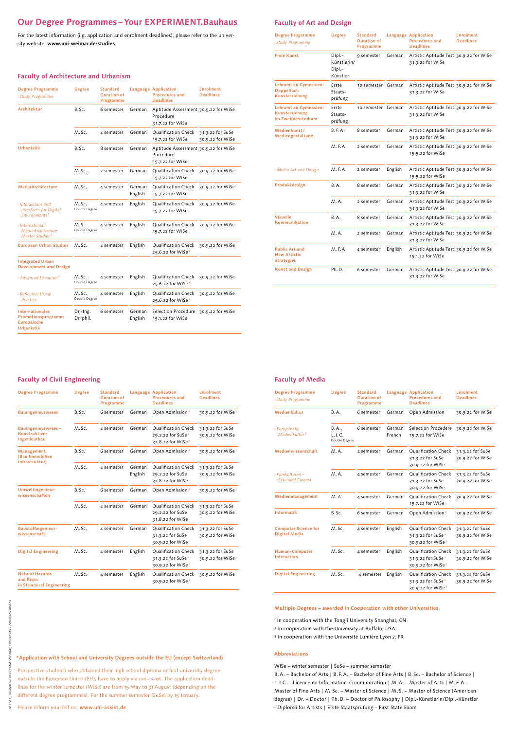# Our Degree Programmes – Your EXPERIMENT.Bauhaus

For the latest information (i.e. application and enrolment deadlines), please refer to the university website: **www.uni-weimar.de/studies**.

## Faculty of Architecture and Urbanism

| Degree Programme › Study Programme | Degree | Standard Duration of Programme | Language | Application Procedures and Deadlines | Enrolment Deadlines |
|---|---|---|---|---|---|
| **Architektur** | B.Sc. | 6 semester | German | Aptitude Assessment Procedure 31.7.22 for WiSe | 30.9.22 for WiSe |
| | M.Sc. | 4 semester | German | Qualification Check 15.7.22 for WiSe | 31.3.22 for SuSe 30.9.22 for WiSe |
| **Urbanistik** | B.Sc. | 8 semester | German | Aptitude Assessment Procedure 15.7.22 for WiSe | 30.9.22 for WiSe |
| | M.Sc. | 2 semester | German | Qualification Check 15.7.22 for WiSe | 30.9.22 for WiSe |
| **MediaArchitecture** | M.Sc. | 4 semester | German English | Qualification Check 15.7.22 for WiSe | 30.9.22 for WiSe |
| › *Interactions and Interfaces for Digital Environments*[1] | M.Sc. Double Degree | 4 semester | English | Qualification Check 15.7.22 for WiSe | 30.9.22 for WiSe |
| › *International MediaArchitecture Master Studies*[2] | M.S. Double Degree | 4 semester | English | Qualification Check 15.7.22 for WiSe | 30.9.22 for WiSe |
| **European Urban Studies** | M.Sc. | 4 semester | English | Qualification Check 25.6.22 for WiSe* | 30.9.22 for WiSe |
| **Integrated Urban Development and Design** | | | | | |
| › *Advanced Urbanism*[1] | M.Sc. Double Degree | 4 semester | English | Qualification Check 25.6.22 for WiSe* | 30.9.22 for WiSe |
| › *Reflective Urban Practice* | M.Sc. Double Degree | 4 semester | English | Qualification Check 25.6.22 for WiSe* | 30.9.22 for WiSe |
| **Internationales Promotionsprogramm Europäische Urbanistik** | Dr.-Ing. Dr. phil. | 6 semester | German English | Selection Procedure 15.1.22 for WiSe | 30.9.22 for WiSe |

## Faculty of Art and Design

| Degree Programme › Study Programme | Degree | Standard Duration of Programme | Language | Application Procedures and Deadlines | Enrolment Deadlines |
|---|---|---|---|---|---|
| **Freie Kunst** | Dipl.-Künstlerin/ Dipl.-Künstler | 9 semester | German | Artistic Aptitude Test 31.3.22 for WiSe | 30.9.22 for WiSe |
| **Lehramt an Gymnasien: Doppelfach Kunsterziehung** | Erste Staats-prüfung | 10 semester | German | Artistic Aptitude Test 31.3.22 for WiSe | 30.9.22 for WiSe |
| **Lehramt an Gymnasien: Kunsterziehung im Zweifachstudium** | Erste Staats-prüfung | 10 semester | German | Artistic Aptitude Test 31.3.22 for WiSe | 30.9.22 for WiSe |
| **Medienkunst/ Mediengestaltung** | B.F.A. | 8 semester | German | Artistic Aptitude Test 31.3.22 for WiSe | 30.9.22 for WiSe |
| | M.F.A. | 2 semester | German | Artistic Aptitude Test 15.5.22 for WiSe | 30.9.22 for WiSe |
| › *Media Art and Design* | M.F.A. | 2 semester | English | Artistic Aptitude Test 15.5.22 for WiSe | 30.9.22 for WiSe |
| **Produktdesign** | B.A. | 8 semester | German | Artistic Aptitude Test 31.3.22 for WiSe | 30.9.22 for WiSe |
| | M.A. | 2 semester | German | Artistic Aptitude Test 31.3.22 for WiSe | 30.9.22 for WiSe |
| **Visuelle Kommunikation** | B.A. | 8 semester | German | Artistic Aptitude Test 31.3.22 for WiSe | 30.9.22 for WiSe |
| | M.A. | 2 semester | German | Artistic Aptitude Test 31.3.22 for WiSe | 30.9.22 for WiSe |
| **Public Art and New Artistic Strategies** | M.F.A. | 4 semester | English | Artistic Aptitude Test 15.1.22 for WiSe | 30.9.22 for WiSe |
| **Kunst und Design** | Ph.D. | 6 semester | German | Artistic Aptitude Test 31.3.22 for WiSe | 30.9.22 for WiSe |

## Faculty of Civil Engineering

| Degree Programme | Degree | Standard Duration of Programme | Language | Application Procedures and Deadlines | Enrolment Deadlines |
|---|---|---|---|---|---|
| **Bauingenieurwesen** | B.Sc. | 6 semester | German | Open Admission* | 30.9.22 for WiSe |
| **Bauingenieurwesen – Konstruktiver Ingenieurbau** | M.Sc. | 4 semester | German | Qualification Check 29.2.22 for SuSe* 31.8.22 for WiSe* | 31.3.22 for SuSe 30.9.22 for WiSe |
| **Management [Bau Immobilien Infrastruktur]** | B.Sc. | 6 semester | German | Open Admission* | 30.9.22 for WiSe |
| | M.Sc. | 4 semester | German English | Qualification Check 29.2.22 for SuSe 31.8.22 for WiSe | 31.3.22 for SuSe 30.9.22 for WiSe |
| **Umweltingenieur-wissenschaften** | B.Sc. | 6 semester | German | Open Admission* | 30.9.22 for WiSe |
| | M.Sc. | 4 semester | German | Qualification Check 29.2.22 for SuSe 31.8.22 for WiSe | 31.3.22 for SuSe 30.9.22 for WiSe |
| **Baustoffingenieur-wissenschaft** | M.Sc. | 4 semester | German | Qualification Check 31.3.22 for SuSe 30.9.22 for WiSe | 31.3.22 for SuSe 30.9.22 for WiSe |
| **Digital Engineering** | M.Sc. | 4 semester | English | Qualification Check 31.3.22 for SuSe* 30.9.22 for WiSe* | 31.3.22 for SuSe 30.9.22 for WiSe |
| **Natural Hazards and Risks in Structural Engineering** | M.Sc. | 4 semester | English | Qualification Check 30.9.22 for WiSe* | 30.9.22 for WiSe |

## Faculty of Media

| Degree Programme › Study Programme | Degree | Standard Duration of Programme | Language | Application Procedures and Deadlines | Enrolment Deadlines |
|---|---|---|---|---|---|
| **Medienkultur** | B.A. | 6 semester | German | Open Admission | 30.9.22 for WiSe |
| › *Europäische Medienkultur*[3] | B.A., L.I.C. Double Degree | 6 semester | German French | Selection Procedere 15.7.22 for WiSe | 30.9.22 for WiSe |
| **Medienwissenschaft** | M.A. | 4 semester | German | Qualification Check 31.3.22 for SuSe 30.9.22 for WiSe | 31.3.22 for SuSe 30.9.22 for WiSe |
| › *Filmkulturen – Extended Cinema* | M.A. | 4 semester | German | Qualification Check 31.3.22 for SuSe 30.9.22 for WiSe | 31.3.22 for SuSe 30.9.22 for WiSe |
| **Medienmanagement** | M.A. | 4 semester | German | Qualification Check 15.7.22 for WiSe | 30.9.22 for WiSe |
| **Informatik** | B.Sc. | 6 semester | German | Open Admission* | 30.9.22 for WiSe |
| **Computer Science for Digital Media** | M.Sc. | 4 semester | English | Qualification Check 31.3.22 for SuSe* 30.9.22 for WiSe* | 31.3.22 for SuSe 30.9.22 for WiSe |
| **Human-Computer Interaction** | M.Sc. | 4 semester | English | Qualification Check 31.3.22 for SuSe* 30.9.22 for WiSe* | 31.3.22 for SuSe 30.9.22 for WiSe |
| **Digital Engineering** | M.Sc. | 4 semester | English | Qualification Check 31.3.22 for SuSe* 30.9.22 for WiSe* | 31.3.22 for SuSe 30.9.22 for WiSe |

### Multiple Degrees – awarded in Cooperation with other Universities

[1] In cooperation with the Tongji University Shanghai, CN
[2] In cooperation with the University at Buffalo, USA
[3] In cooperation with the Université Lumière Lyon 2, FR

### Abbreviations

WiSe – winter semester | SuSe – summer semester
B.A. – Bachelor of Arts | B.F.A. – Bachelor of Fine Arts | B.Sc. – Bachelor of Science | L.I.C. – Licence en Information-Communication | M.A. – Master of Arts | M.F.A. – Master of Fine Arts | M.Sc. – Master of Science | M.S. – Master of Science (American degree) | Dr. – Doctor | Ph.D. – Doctor of Philosophy | Dipl.-Künstlerin/Dipl.-Künstler – Diploma for Artists | Erste Staatsprüfung – First State Exam

### *Application with School and University Degrees outside the EU (except Switzerland)

Prospective students who obtained their high school diploma or first university degree outside the European Union (EU), have to apply via uni-assist. The application deadlines for the winter semester (WiSe) are from 15 May to 31 August (depending on the different degree programmes). For the summer semester (SuSe) by 15 January.

Please inform yourself on: **www.uni-assist.de**

© 2022, Bauhaus-Universität Weimar, University Communications